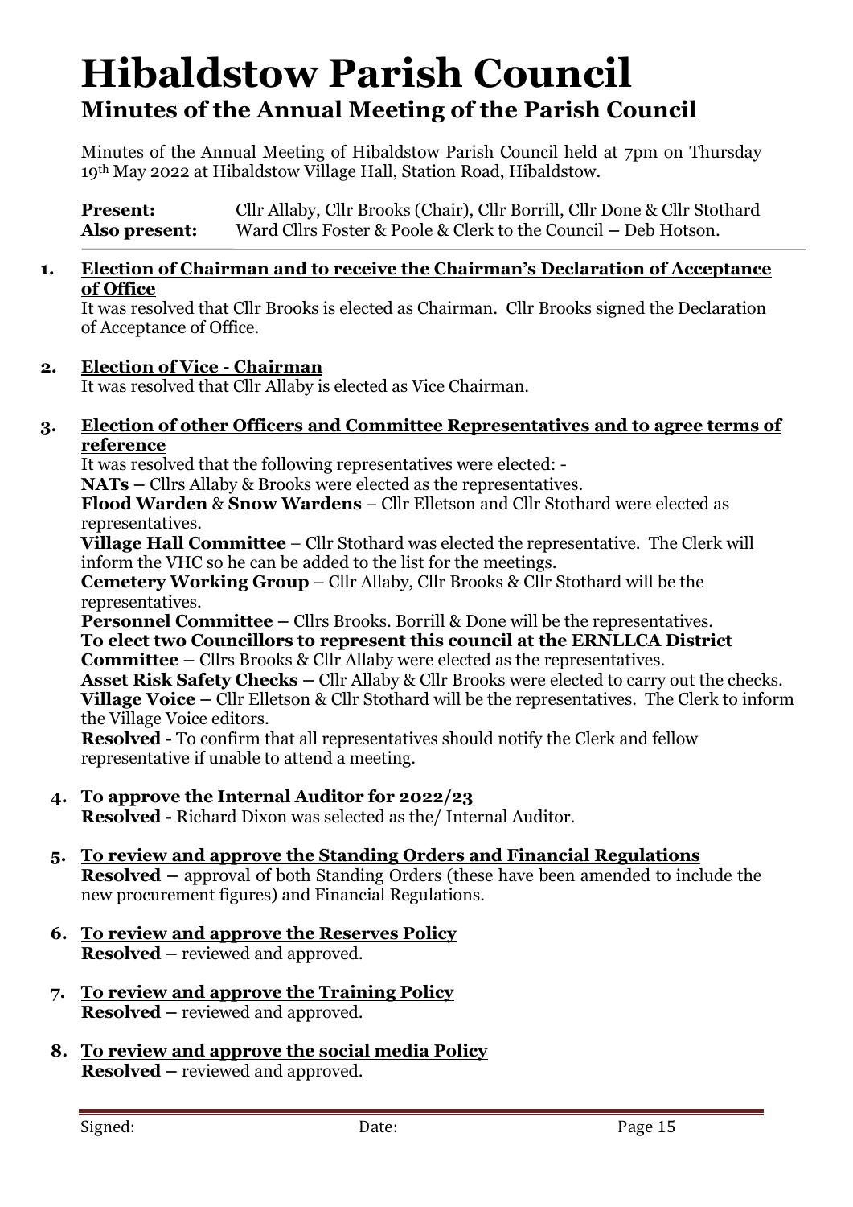# Hibaldstow Parish Council

## Minutes of the Annual Meeting of the Parish Council

Minutes of the Annual Meeting of Hibaldstow Parish Council held at 7pm on Thursday 19th May 2022 at Hibaldstow Village Hall, Station Road, Hibaldstow.

**Present:** Cllr Allaby, Cllr Brooks (Chair), Cllr Borrill, Cllr Done & Cllr Stothard
**Also present:** Ward Cllrs Foster & Poole & Clerk to the Council – Deb Hotson.

1. **Election of Chairman and to receive the Chairman's Declaration of Acceptance of Office**
   It was resolved that Cllr Brooks is elected as Chairman. Cllr Brooks signed the Declaration of Acceptance of Office.

2. **Election of Vice - Chairman**
   It was resolved that Cllr Allaby is elected as Vice Chairman.

3. **Election of other Officers and Committee Representatives and to agree terms of reference**
   It was resolved that the following representatives were elected: -
   **NATs –** Cllrs Allaby & Brooks were elected as the representatives.
   **Flood Warden** & **Snow Wardens** – Cllr Elletson and Cllr Stothard were elected as representatives.
   **Village Hall Committee** – Cllr Stothard was elected the representative. The Clerk will inform the VHC so he can be added to the list for the meetings.
   **Cemetery Working Group** – Cllr Allaby, Cllr Brooks & Cllr Stothard will be the representatives.
   **Personnel Committee –** Cllrs Brooks. Borrill & Done will be the representatives.
   **To elect two Councillors to represent this council at the ERNLLCA District Committee –** Cllrs Brooks & Cllr Allaby were elected as the representatives.
   **Asset Risk Safety Checks –** Cllr Allaby & Cllr Brooks were elected to carry out the checks.
   **Village Voice –** Cllr Elletson & Cllr Stothard will be the representatives. The Clerk to inform the Village Voice editors.
   **Resolved -** To confirm that all representatives should notify the Clerk and fellow representative if unable to attend a meeting.

4. **To approve the Internal Auditor for 2022/23**
   **Resolved -** Richard Dixon was selected as the/ Internal Auditor.

5. **To review and approve the Standing Orders and Financial Regulations**
   **Resolved –** approval of both Standing Orders (these have been amended to include the new procurement figures) and Financial Regulations.

6. **To review and approve the Reserves Policy**
   **Resolved –** reviewed and approved.

7. **To review and approve the Training Policy**
   **Resolved –** reviewed and approved.

8. **To review and approve the social media Policy**
   **Resolved –** reviewed and approved.

Signed: Date: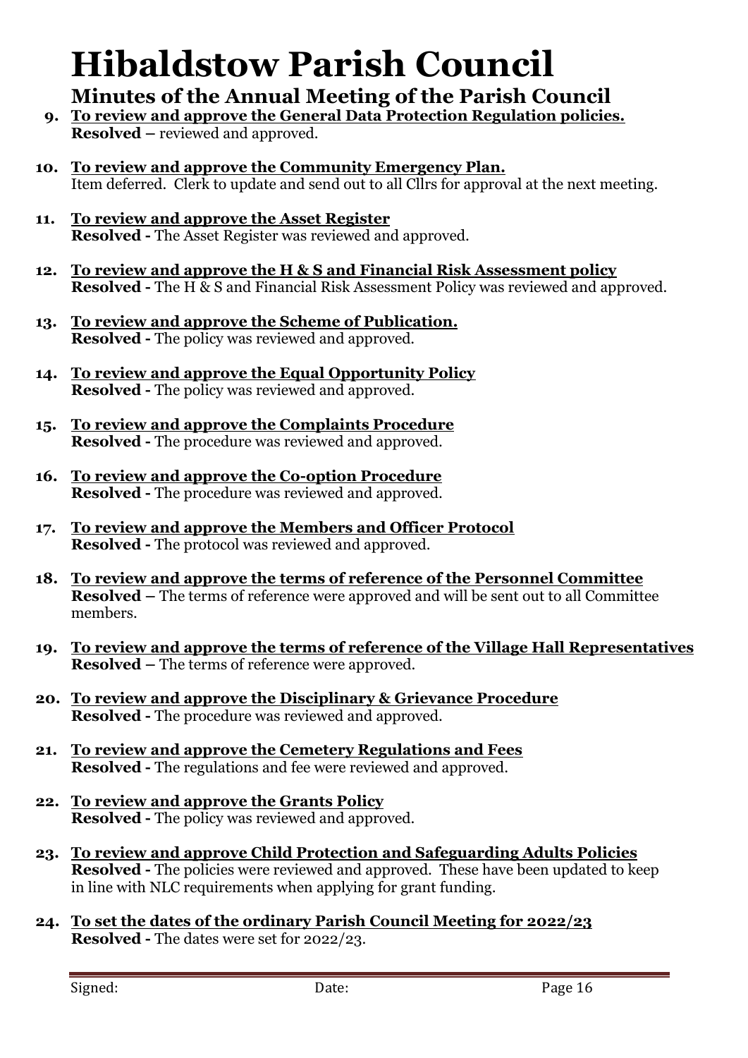# Hibaldstow Parish Council

## Minutes of the Annual Meeting of the Parish Council

9. **To review and approve the General Data Protection Regulation policies.**
   **Resolved –** reviewed and approved.

10. **To review and approve the Community Emergency Plan.**
    Item deferred. Clerk to update and send out to all Cllrs for approval at the next meeting.

11. **To review and approve the Asset Register**
    **Resolved -** The Asset Register was reviewed and approved.

12. **To review and approve the H & S and Financial Risk Assessment policy**
    **Resolved -** The H & S and Financial Risk Assessment Policy was reviewed and approved.

13. **To review and approve the Scheme of Publication.**
    **Resolved -** The policy was reviewed and approved.

14. **To review and approve the Equal Opportunity Policy**
    **Resolved -** The policy was reviewed and approved.

15. **To review and approve the Complaints Procedure**
    **Resolved -** The procedure was reviewed and approved.

16. **To review and approve the Co-option Procedure**
    **Resolved -** The procedure was reviewed and approved.

17. **To review and approve the Members and Officer Protocol**
    **Resolved -** The protocol was reviewed and approved.

18. **To review and approve the terms of reference of the Personnel Committee**
    **Resolved –** The terms of reference were approved and will be sent out to all Committee members.

19. **To review and approve the terms of reference of the Village Hall Representatives**
    **Resolved –** The terms of reference were approved.

20. **To review and approve the Disciplinary & Grievance Procedure**
    **Resolved -** The procedure was reviewed and approved.

21. **To review and approve the Cemetery Regulations and Fees**
    **Resolved -** The regulations and fee were reviewed and approved.

22. **To review and approve the Grants Policy**
    **Resolved -** The policy was reviewed and approved.

23. **To review and approve Child Protection and Safeguarding Adults Policies**
    **Resolved -** The policies were reviewed and approved. These have been updated to keep in line with NLC requirements when applying for grant funding.

24. **To set the dates of the ordinary Parish Council Meeting for 2022/23**
    **Resolved -** The dates were set for 2022/23.

Signed: Date: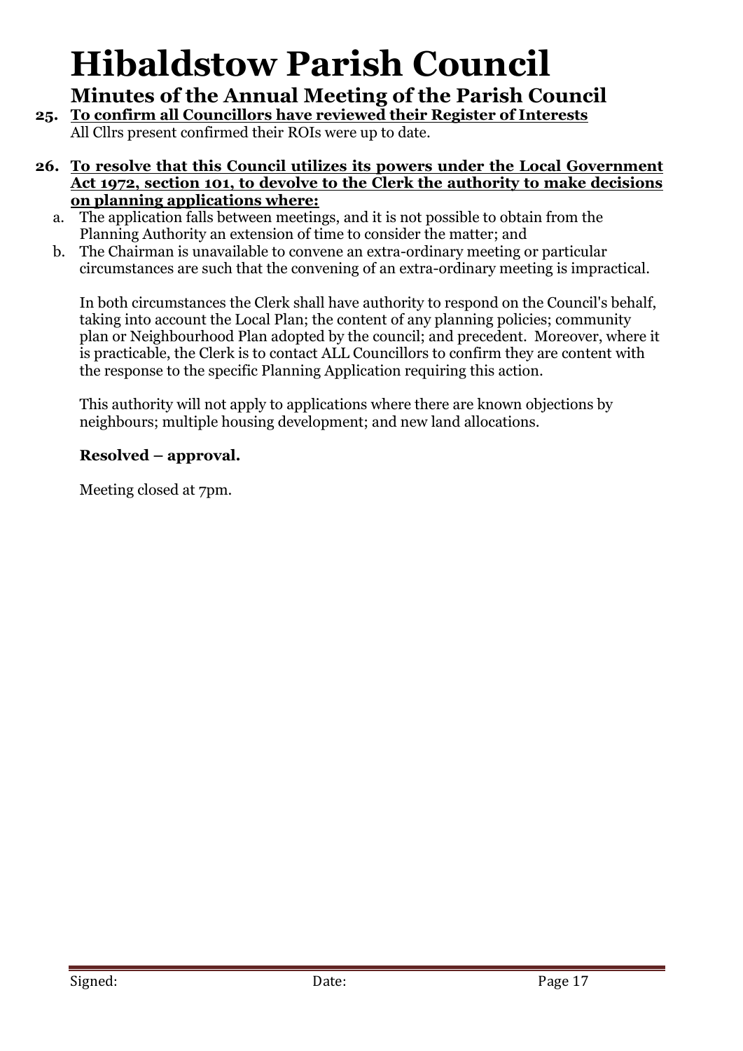# Hibaldstow Parish Council

## Minutes of the Annual Meeting of the Parish Council

**25. To confirm all Councillors have reviewed their Register of Interests**

All Cllrs present confirmed their ROIs were up to date.

**26. To resolve that this Council utilizes its powers under the Local Government Act 1972, section 101, to devolve to the Clerk the authority to make decisions on planning applications where:**

a. The application falls between meetings, and it is not possible to obtain from the Planning Authority an extension of time to consider the matter; and
b. The Chairman is unavailable to convene an extra-ordinary meeting or particular circumstances are such that the convening of an extra-ordinary meeting is impractical.

In both circumstances the Clerk shall have authority to respond on the Council's behalf, taking into account the Local Plan; the content of any planning policies; community plan or Neighbourhood Plan adopted by the council; and precedent. Moreover, where it is practicable, the Clerk is to contact ALL Councillors to confirm they are content with the response to the specific Planning Application requiring this action.

This authority will not apply to applications where there are known objections by neighbours; multiple housing development; and new land allocations.

**Resolved – approval.**

Meeting closed at 7pm.

Signed: Date: